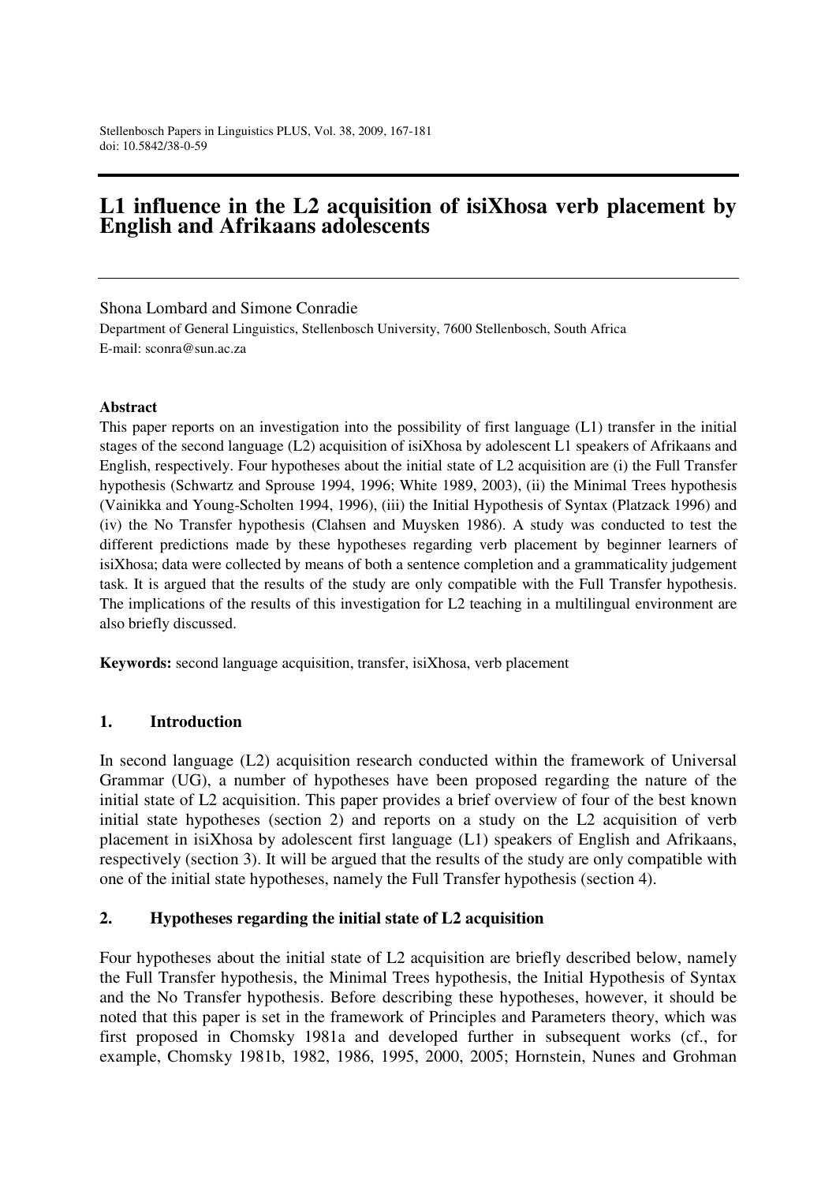# L1 influence in the L2 acquisition of isiXhosa verb placement by English and Afrikaans adolescents

Shona Lombard and Simone Conradie

Department of General Linguistics, Stellenbosch University, 7600 Stellenbosch, South Africa

E-mail: sconra@sun.ac.za

### Abstract

This paper reports on an investigation into the possibility of first language (L1) transfer in the initial stages of the second language (L2) acquisition of isiXhosa by adolescent L1 speakers of Afrikaans and English, respectively. Four hypotheses about the initial state of L2 acquisition are (i) the Full Transfer hypothesis (Schwartz and Sprouse 1994, 1996; White 1989, 2003), (ii) the Minimal Trees hypothesis (Vainikka and Young-Scholten 1994, 1996), (iii) the Initial Hypothesis of Syntax (Platzack 1996) and (iv) the No Transfer hypothesis (Clahsen and Muysken 1986). A study was conducted to test the different predictions made by these hypotheses regarding verb placement by beginner learners of isiXhosa; data were collected by means of both a sentence completion and a grammaticality judgement task. It is argued that the results of the study are only compatible with the Full Transfer hypothesis. The implications of the results of this investigation for L2 teaching in a multilingual environment are also briefly discussed.

**Keywords:** second language acquisition, transfer, isiXhosa, verb placement

## 1. Introduction

In second language (L2) acquisition research conducted within the framework of Universal Grammar (UG), a number of hypotheses have been proposed regarding the nature of the initial state of L2 acquisition. This paper provides a brief overview of four of the best known initial state hypotheses (section 2) and reports on a study on the L2 acquisition of verb placement in isiXhosa by adolescent first language (L1) speakers of English and Afrikaans, respectively (section 3). It will be argued that the results of the study are only compatible with one of the initial state hypotheses, namely the Full Transfer hypothesis (section 4).

## 2. Hypotheses regarding the initial state of L2 acquisition

Four hypotheses about the initial state of L2 acquisition are briefly described below, namely the Full Transfer hypothesis, the Minimal Trees hypothesis, the Initial Hypothesis of Syntax and the No Transfer hypothesis. Before describing these hypotheses, however, it should be noted that this paper is set in the framework of Principles and Parameters theory, which was first proposed in Chomsky 1981a and developed further in subsequent works (cf., for example, Chomsky 1981b, 1982, 1986, 1995, 2000, 2005; Hornstein, Nunes and Grohman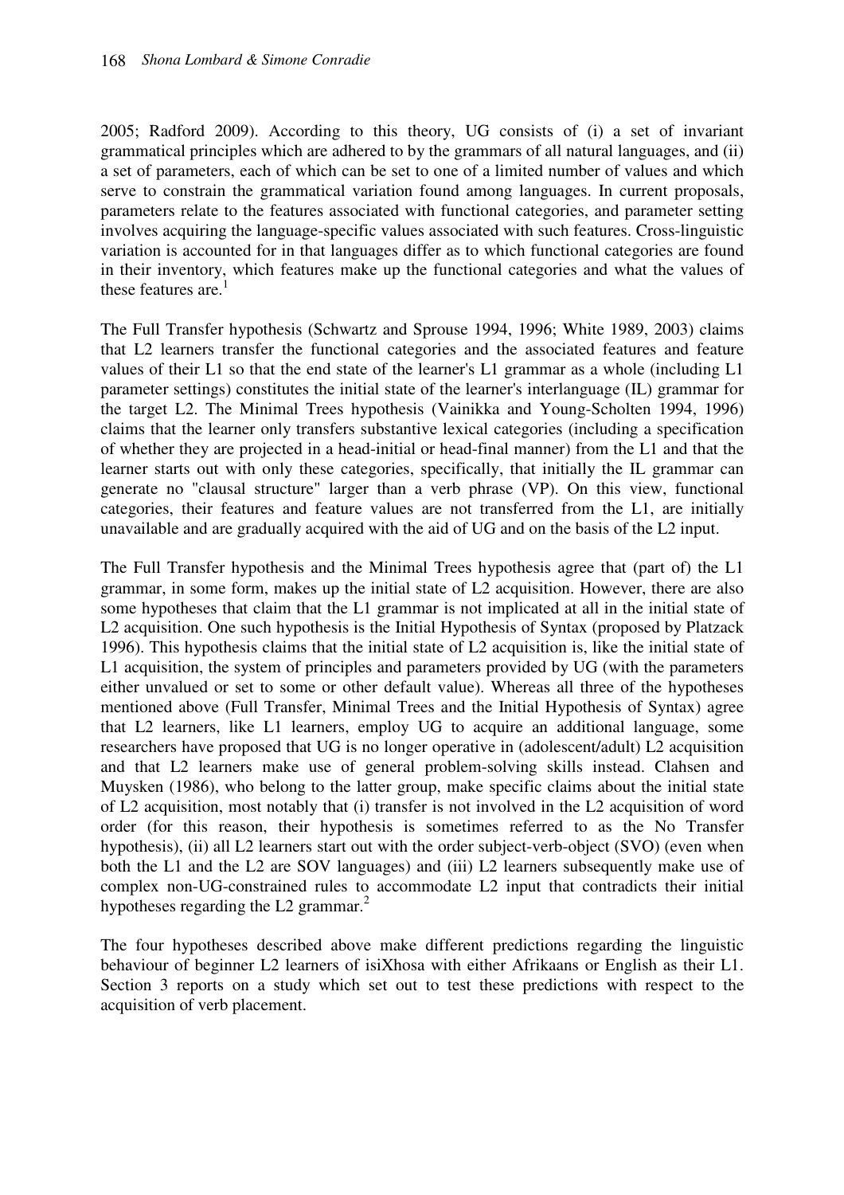2005; Radford 2009). According to this theory, UG consists of (i) a set of invariant grammatical principles which are adhered to by the grammars of all natural languages, and (ii) a set of parameters, each of which can be set to one of a limited number of values and which serve to constrain the grammatical variation found among languages. In current proposals, parameters relate to the features associated with functional categories, and parameter setting involves acquiring the language-specific values associated with such features. Cross-linguistic variation is accounted for in that languages differ as to which functional categories are found in their inventory, which features make up the functional categories and what the values of these features are.[1]

The Full Transfer hypothesis (Schwartz and Sprouse 1994, 1996; White 1989, 2003) claims that L2 learners transfer the functional categories and the associated features and feature values of their L1 so that the end state of the learner's L1 grammar as a whole (including L1 parameter settings) constitutes the initial state of the learner's interlanguage (IL) grammar for the target L2. The Minimal Trees hypothesis (Vainikka and Young-Scholten 1994, 1996) claims that the learner only transfers substantive lexical categories (including a specification of whether they are projected in a head-initial or head-final manner) from the L1 and that the learner starts out with only these categories, specifically, that initially the IL grammar can generate no "clausal structure" larger than a verb phrase (VP). On this view, functional categories, their features and feature values are not transferred from the L1, are initially unavailable and are gradually acquired with the aid of UG and on the basis of the L2 input.

The Full Transfer hypothesis and the Minimal Trees hypothesis agree that (part of) the L1 grammar, in some form, makes up the initial state of L2 acquisition. However, there are also some hypotheses that claim that the L1 grammar is not implicated at all in the initial state of L2 acquisition. One such hypothesis is the Initial Hypothesis of Syntax (proposed by Platzack 1996). This hypothesis claims that the initial state of L2 acquisition is, like the initial state of L1 acquisition, the system of principles and parameters provided by UG (with the parameters either unvalued or set to some or other default value). Whereas all three of the hypotheses mentioned above (Full Transfer, Minimal Trees and the Initial Hypothesis of Syntax) agree that L2 learners, like L1 learners, employ UG to acquire an additional language, some researchers have proposed that UG is no longer operative in (adolescent/adult) L2 acquisition and that L2 learners make use of general problem-solving skills instead. Clahsen and Muysken (1986), who belong to the latter group, make specific claims about the initial state of L2 acquisition, most notably that (i) transfer is not involved in the L2 acquisition of word order (for this reason, their hypothesis is sometimes referred to as the No Transfer hypothesis), (ii) all L2 learners start out with the order subject-verb-object (SVO) (even when both the L1 and the L2 are SOV languages) and (iii) L2 learners subsequently make use of complex non-UG-constrained rules to accommodate L2 input that contradicts their initial hypotheses regarding the L2 grammar.[2]

The four hypotheses described above make different predictions regarding the linguistic behaviour of beginner L2 learners of isiXhosa with either Afrikaans or English as their L1. Section 3 reports on a study which set out to test these predictions with respect to the acquisition of verb placement.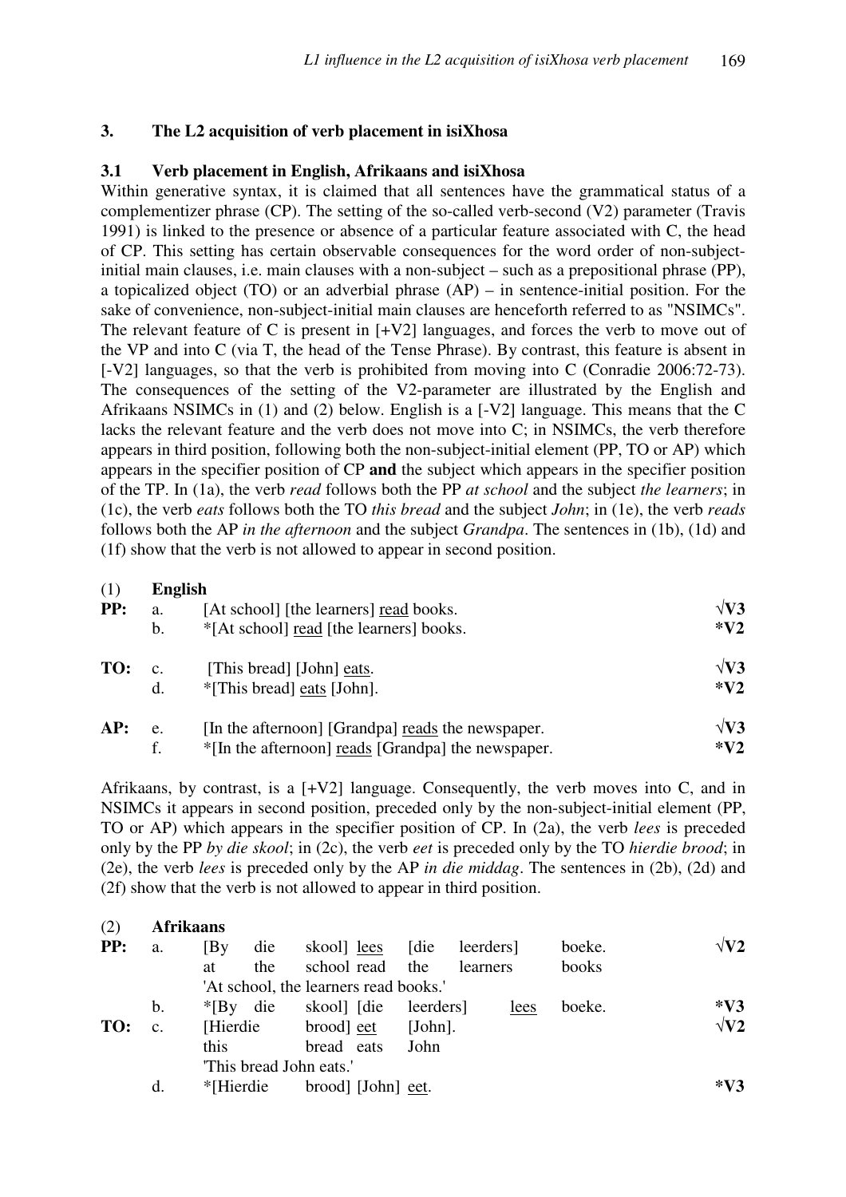## 3. The L2 acquisition of verb placement in isiXhosa

### 3.1 Verb placement in English, Afrikaans and isiXhosa

Within generative syntax, it is claimed that all sentences have the grammatical status of a complementizer phrase (CP). The setting of the so-called verb-second (V2) parameter (Travis 1991) is linked to the presence or absence of a particular feature associated with C, the head of CP. This setting has certain observable consequences for the word order of non-subject-initial main clauses, i.e. main clauses with a non-subject – such as a prepositional phrase (PP), a topicalized object (TO) or an adverbial phrase (AP) – in sentence-initial position. For the sake of convenience, non-subject-initial main clauses are henceforth referred to as "NSIMCs". The relevant feature of C is present in [+V2] languages, and forces the verb to move out of the VP and into C (via T, the head of the Tense Phrase). By contrast, this feature is absent in [-V2] languages, so that the verb is prohibited from moving into C (Conradie 2006:72-73). The consequences of the setting of the V2-parameter are illustrated by the English and Afrikaans NSIMCs in (1) and (2) below. English is a [-V2] language. This means that the C lacks the relevant feature and the verb does not move into C; in NSIMCs, the verb therefore appears in third position, following both the non-subject-initial element (PP, TO or AP) which appears in the specifier position of CP **and** the subject which appears in the specifier position of the TP. In (1a), the verb *read* follows both the PP *at school* and the subject *the learners*; in (1c), the verb *eats* follows both the TO *this bread* and the subject *John*; in (1e), the verb *reads* follows both the AP *in the afternoon* and the subject *Grandpa*. The sentences in (1b), (1d) and (1f) show that the verb is not allowed to appear in second position.

(1) **English**

| | | | |
|---|---|---|---|
| **PP:** | a. | [At school] [the learners] <u>read</u> books. | **√V3** |
| | b. | *[At school] <u>read</u> [the learners] books. | ***V2** |
| **TO:** | c. | [This bread] [John] <u>eats</u>. | **√V3** |
| | d. | *[This bread] <u>eats</u> [John]. | ***V2** |
| **AP:** | e. | [In the afternoon] [Grandpa] <u>reads</u> the newspaper. | **√V3** |
| | f. | *[In the afternoon] <u>reads</u> [Grandpa] the newspaper. | ***V2** |

Afrikaans, by contrast, is a [+V2] language. Consequently, the verb moves into C, and in NSIMCs it appears in second position, preceded only by the non-subject-initial element (PP, TO or AP) which appears in the specifier position of CP. In (2a), the verb *lees* is preceded only by the PP *by die skool*; in (2c), the verb *eet* is preceded only by the TO *hierdie brood*; in (2e), the verb *lees* is preceded only by the AP *in die middag*. The sentences in (2b), (2d) and (2f) show that the verb is not allowed to appear in third position.

(2) **Afrikaans**

| | | | |
|---|---|---|---|
| **PP:** | a. | [By die skool] <u>lees</u> [die leerders] boeke.<br>at the school read the learners books<br>'At school, the learners read books.' | **√V2** |
| | b. | *[By die skool] [die leerders] <u>lees</u> boeke. | ***V3** |
| **TO:** | c. | [Hierdie brood] <u>eet</u> [John].<br>this bread eats John<br>'This bread John eats.' | **√V2** |
| | d. | *[Hierdie brood] [John] <u>eet</u>. | ***V3** |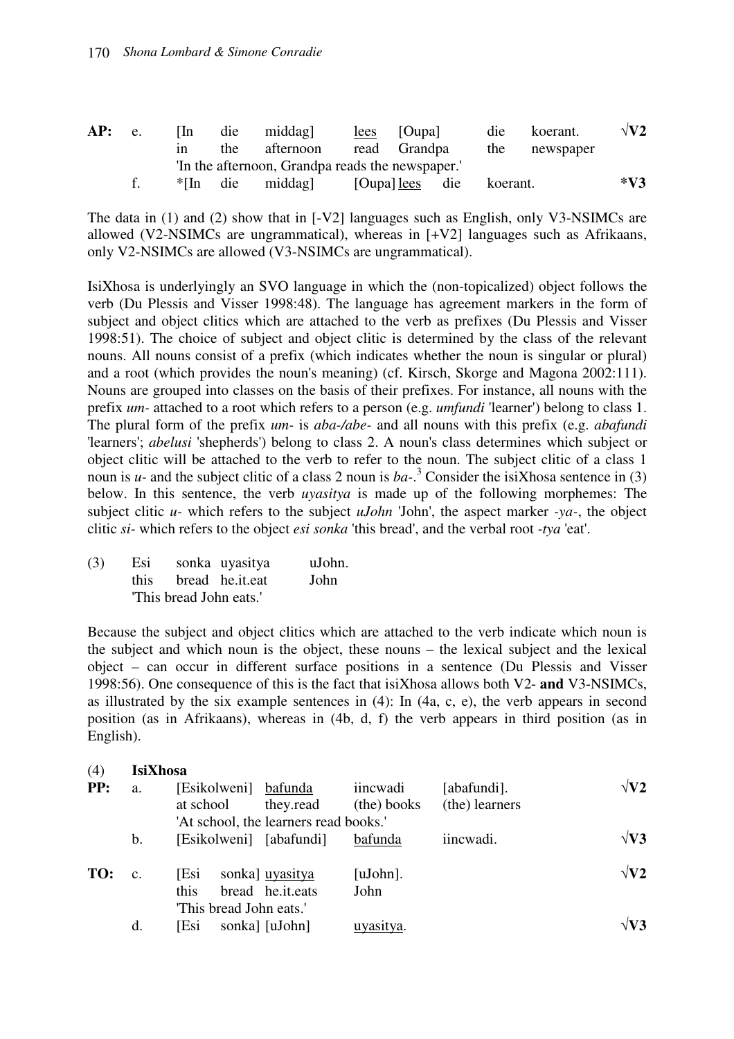| | | | | | | | | |
|---|---|---|---|---|---|---|---|---|
| **AP:** | e. | [In die middag] | <u>lees</u> | [Oupa] | die | koerant. | | √**V2** |
| | | in the afternoon | read | Grandpa | the | newspaper | | |
| | | 'In the afternoon, Grandpa reads the newspaper.' | | | | | | |
| | f. | *[In die middag] | [Oupa] <u>lees</u> | die | koerant. | | | ***V3** |

The data in (1) and (2) show that in [-V2] languages such as English, only V3-NSIMCs are allowed (V2-NSIMCs are ungrammatical), whereas in [+V2] languages such as Afrikaans, only V2-NSIMCs are allowed (V3-NSIMCs are ungrammatical).

IsiXhosa is underlyingly an SVO language in which the (non-topicalized) object follows the verb (Du Plessis and Visser 1998:48). The language has agreement markers in the form of subject and object clitics which are attached to the verb as prefixes (Du Plessis and Visser 1998:51). The choice of subject and object clitic is determined by the class of the relevant nouns. All nouns consist of a prefix (which indicates whether the noun is singular or plural) and a root (which provides the noun's meaning) (cf. Kirsch, Skorge and Magona 2002:111). Nouns are grouped into classes on the basis of their prefixes. For instance, all nouns with the prefix *um-* attached to a root which refers to a person (e.g. *umfundi* 'learner') belong to class 1. The plural form of the prefix *um-* is *aba-/abe-* and all nouns with this prefix (e.g. *abafundi* 'learners'; *abelusi* 'shepherds') belong to class 2. A noun's class determines which subject or object clitic will be attached to the verb to refer to the noun. The subject clitic of a class 1 noun is *u-* and the subject clitic of a class 2 noun is *ba-*.[3] Consider the isiXhosa sentence in (3) below. In this sentence, the verb *uyasitya* is made up of the following morphemes: The subject clitic *u-* which refers to the subject *uJohn* 'John', the aspect marker *-ya-*, the object clitic *si-* which refers to the object *esi sonka* 'this bread', and the verbal root *-tya* 'eat'.

(3) Esi sonka uyasitya uJohn.
    this bread he.it.eat John
    'This bread John eats.'

Because the subject and object clitics which are attached to the verb indicate which noun is the subject and which noun is the object, these nouns – the lexical subject and the lexical object – can occur in different surface positions in a sentence (Du Plessis and Visser 1998:56). One consequence of this is the fact that isiXhosa allows both V2- **and** V3-NSIMCs, as illustrated by the six example sentences in (4): In (4a, c, e), the verb appears in second position (as in Afrikaans), whereas in (4b, d, f) the verb appears in third position (as in English).

(4) **IsiXhosa**

| | | | | | | |
|---|---|---|---|---|---|---|
| **PP:** | a. | [Esikolweni] | <u>bafunda</u> | iincwadi | [abafundi]. | √**V2** |
| | | at school | they.read | (the) books | (the) learners | |
| | | 'At school, the learners read books.' | | | | |
| | b. | [Esikolweni] | [abafundi] | <u>bafunda</u> | iincwadi. | √**V3** |
| **TO:** | c. | [Esi sonka] | <u>uyasitya</u> | [uJohn]. | | √**V2** |
| | | this bread | he.it.eats | John | | |
| | | 'This bread John eats.' | | | | |
| | d. | [Esi sonka] | [uJohn] | <u>uyasitya</u>. | | √**V3** |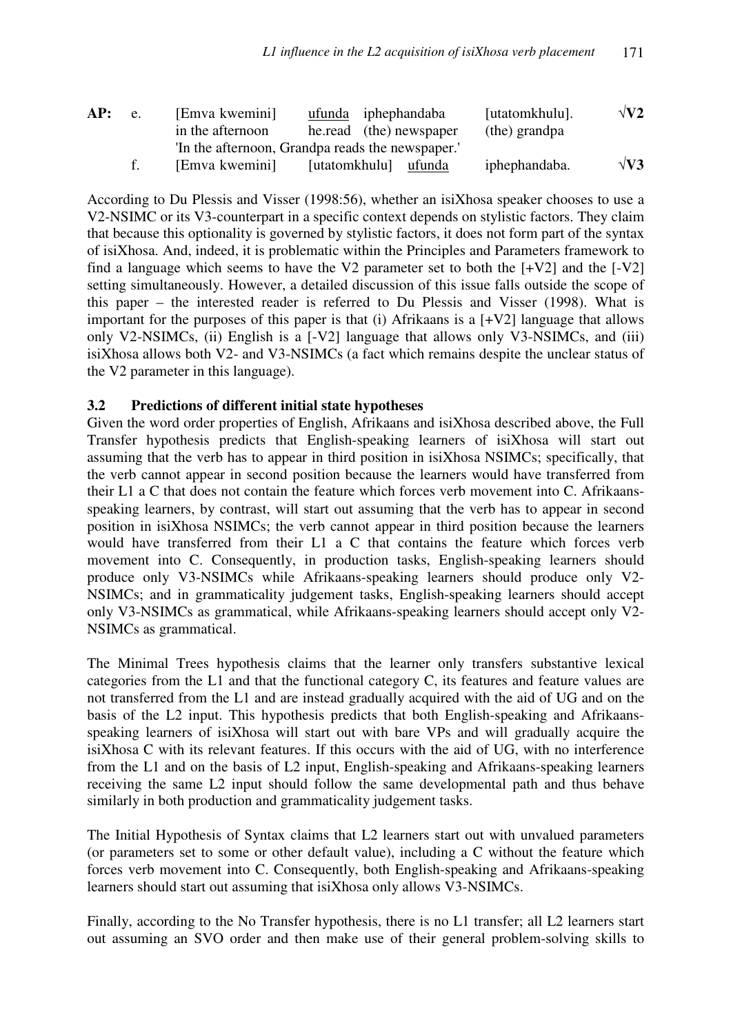**AP:** e. [Emva kwemini] <u>ufunda</u> iphephandaba [utatomkhulu]. √**V2**
in the afternoon he.read (the) newspaper (the) grandpa
'In the afternoon, Grandpa reads the newspaper.'

f. [Emva kwemini] [utatomkhulu] <u>ufunda</u> iphephandaba. √**V3**

According to Du Plessis and Visser (1998:56), whether an isiXhosa speaker chooses to use a V2-NSIMC or its V3-counterpart in a specific context depends on stylistic factors. They claim that because this optionality is governed by stylistic factors, it does not form part of the syntax of isiXhosa. And, indeed, it is problematic within the Principles and Parameters framework to find a language which seems to have the V2 parameter set to both the [+V2] and the [-V2] setting simultaneously. However, a detailed discussion of this issue falls outside the scope of this paper – the interested reader is referred to Du Plessis and Visser (1998). What is important for the purposes of this paper is that (i) Afrikaans is a [+V2] language that allows only V2-NSIMCs, (ii) English is a [-V2] language that allows only V3-NSIMCs, and (iii) isiXhosa allows both V2- and V3-NSIMCs (a fact which remains despite the unclear status of the V2 parameter in this language).

### 3.2 Predictions of different initial state hypotheses

Given the word order properties of English, Afrikaans and isiXhosa described above, the Full Transfer hypothesis predicts that English-speaking learners of isiXhosa will start out assuming that the verb has to appear in third position in isiXhosa NSIMCs; specifically, that the verb cannot appear in second position because the learners would have transferred from their L1 a C that does not contain the feature which forces verb movement into C. Afrikaans-speaking learners, by contrast, will start out assuming that the verb has to appear in second position in isiXhosa NSIMCs; the verb cannot appear in third position because the learners would have transferred from their L1 a C that contains the feature which forces verb movement into C. Consequently, in production tasks, English-speaking learners should produce only V3-NSIMCs while Afrikaans-speaking learners should produce only V2-NSIMCs; and in grammaticality judgement tasks, English-speaking learners should accept only V3-NSIMCs as grammatical, while Afrikaans-speaking learners should accept only V2-NSIMCs as grammatical.

The Minimal Trees hypothesis claims that the learner only transfers substantive lexical categories from the L1 and that the functional category C, its features and feature values are not transferred from the L1 and are instead gradually acquired with the aid of UG and on the basis of the L2 input. This hypothesis predicts that both English-speaking and Afrikaans-speaking learners of isiXhosa will start out with bare VPs and will gradually acquire the isiXhosa C with its relevant features. If this occurs with the aid of UG, with no interference from the L1 and on the basis of L2 input, English-speaking and Afrikaans-speaking learners receiving the same L2 input should follow the same developmental path and thus behave similarly in both production and grammaticality judgement tasks.

The Initial Hypothesis of Syntax claims that L2 learners start out with unvalued parameters (or parameters set to some or other default value), including a C without the feature which forces verb movement into C. Consequently, both English-speaking and Afrikaans-speaking learners should start out assuming that isiXhosa only allows V3-NSIMCs.

Finally, according to the No Transfer hypothesis, there is no L1 transfer; all L2 learners start out assuming an SVO order and then make use of their general problem-solving skills to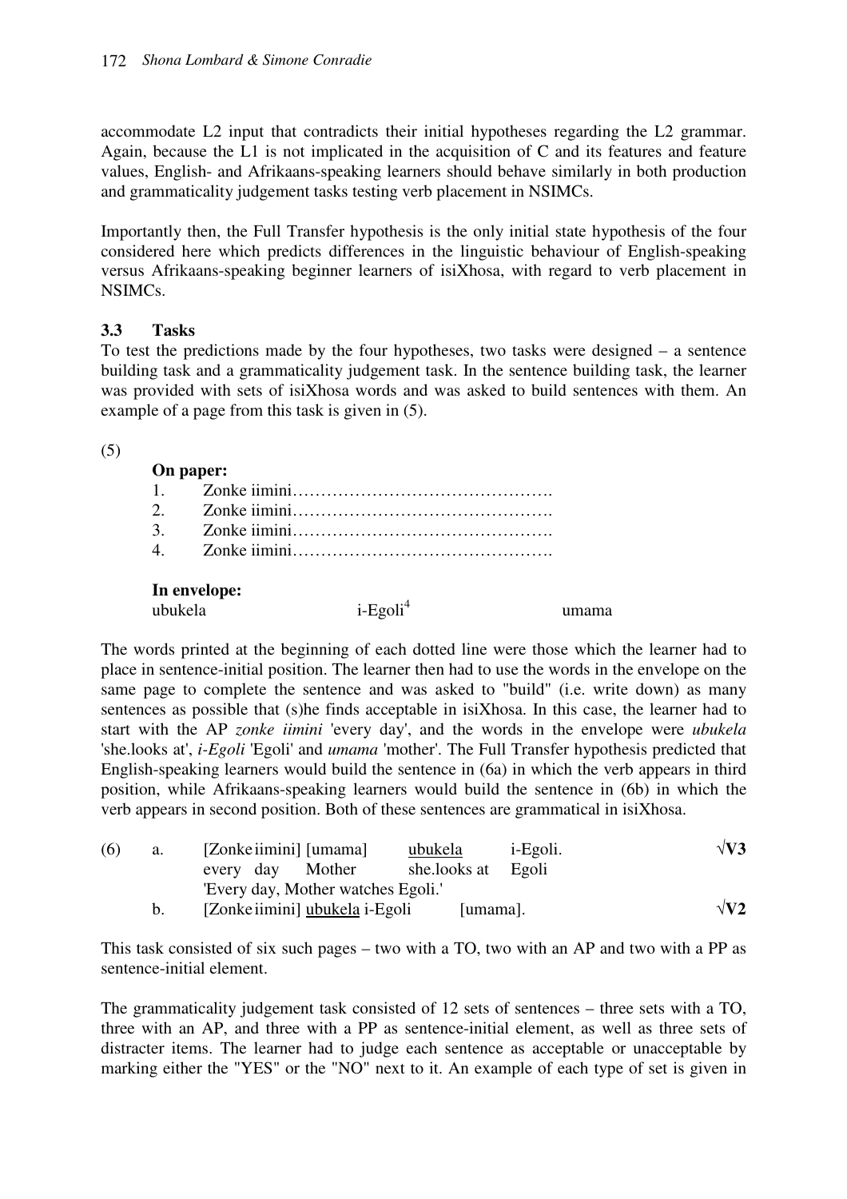accommodate L2 input that contradicts their initial hypotheses regarding the L2 grammar. Again, because the L1 is not implicated in the acquisition of C and its features and feature values, English- and Afrikaans-speaking learners should behave similarly in both production and grammaticality judgement tasks testing verb placement in NSIMCs.

Importantly then, the Full Transfer hypothesis is the only initial state hypothesis of the four considered here which predicts differences in the linguistic behaviour of English-speaking versus Afrikaans-speaking beginner learners of isiXhosa, with regard to verb placement in NSIMCs.

### 3.3 Tasks

To test the predictions made by the four hypotheses, two tasks were designed – a sentence building task and a grammaticality judgement task. In the sentence building task, the learner was provided with sets of isiXhosa words and was asked to build sentences with them. An example of a page from this task is given in (5).

(5)

**On paper:**

1. Zonke iimini……………………………………….
2. Zonke iimini……………………………………….
3. Zonke iimini……………………………………….
4. Zonke iimini……………………………………….

**In envelope:**

ubukela &nbsp;&nbsp;&nbsp;&nbsp;&nbsp;&nbsp;&nbsp;&nbsp; i-Egoli[4] &nbsp;&nbsp;&nbsp;&nbsp;&nbsp;&nbsp;&nbsp;&nbsp; umama

The words printed at the beginning of each dotted line were those which the learner had to place in sentence-initial position. The learner then had to use the words in the envelope on the same page to complete the sentence and was asked to "build" (i.e. write down) as many sentences as possible that (s)he finds acceptable in isiXhosa. In this case, the learner had to start with the AP *zonke iimini* 'every day', and the words in the envelope were *ubukela* 'she.looks at', *i-Egoli* 'Egoli' and *umama* 'mother'. The Full Transfer hypothesis predicted that English-speaking learners would build the sentence in (6a) in which the verb appears in third position, while Afrikaans-speaking learners would build the sentence in (6b) in which the verb appears in second position. Both of these sentences are grammatical in isiXhosa.

(6) a. [Zonke iimini] [umama] <u>ubukela</u> i-Egoli. &nbsp;&nbsp;&nbsp;&nbsp; **√V3**
&nbsp;&nbsp;&nbsp;&nbsp;&nbsp;&nbsp; every day &nbsp; Mother &nbsp; she.looks at &nbsp; Egoli
&nbsp;&nbsp;&nbsp;&nbsp;&nbsp;&nbsp; 'Every day, Mother watches Egoli.'

&nbsp;&nbsp;&nbsp;&nbsp; b. [Zonke iimini] <u>ubukela</u> i-Egoli [umama]. &nbsp;&nbsp;&nbsp;&nbsp; **√V2**

This task consisted of six such pages – two with a TO, two with an AP and two with a PP as sentence-initial element.

The grammaticality judgement task consisted of 12 sets of sentences – three sets with a TO, three with an AP, and three with a PP as sentence-initial element, as well as three sets of distracter items. The learner had to judge each sentence as acceptable or unacceptable by marking either the "YES" or the "NO" next to it. An example of each type of set is given in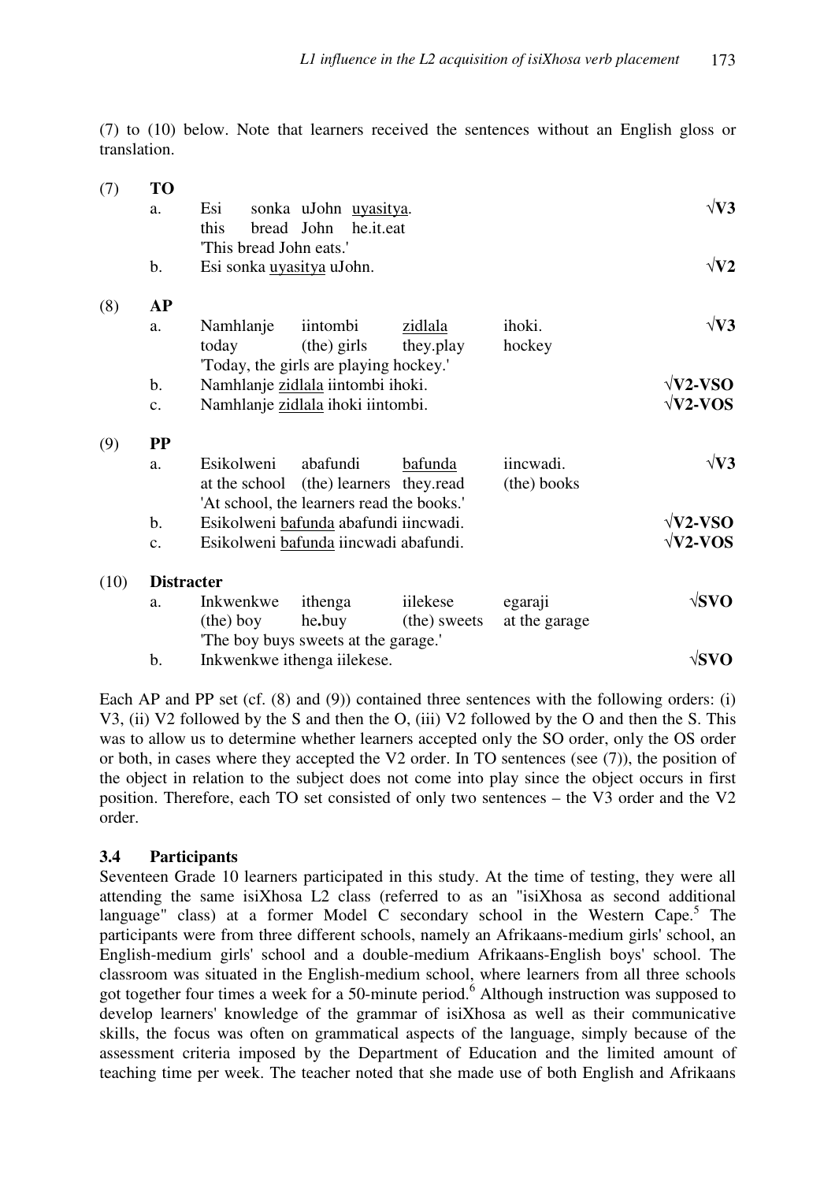(7) to (10) below. Note that learners received the sentences without an English gloss or translation.

(7) **TO**

| | | | | | | |
|---|---|---|---|---|---|---|
| a. | Esi | sonka | uJohn | uyasitya. | | √**V3** |
| | this | bread | John | he.it.eat | | |
| | 'This bread John eats.' | | | | | |
| b. | Esi sonka uyasitya uJohn. | | | | | √**V2** |

(8) **AP**

| | | | | | |
|---|---|---|---|---|---|
| a. | Namhlanje | iintombi | zidlala | ihoki. | √**V3** |
| | today | (the) girls | they.play | hockey | |
| | 'Today, the girls are playing hockey.' | | | | |
| b. | Namhlanje zidlala iintombi ihoki. | | | | √**V2-VSO** |
| c. | Namhlanje zidlala ihoki iintombi. | | | | √**V2-VOS** |

(9) **PP**

| | | | | | |
|---|---|---|---|---|---|
| a. | Esikolweni | abafundi | bafunda | iincwadi. | √**V3** |
| | at the school | (the) learners | they.read | (the) books | |
| | 'At school, the learners read the books.' | | | | |
| b. | Esikolweni bafunda abafundi iincwadi. | | | | √**V2-VSO** |
| c. | Esikolweni bafunda iincwadi abafundi. | | | | √**V2-VOS** |

(10) **Distracter**

| | | | | | |
|---|---|---|---|---|---|
| a. | Inkwenkwe | ithenga | iilekese | egaraji | √**SVO** |
| | (the) boy | he.buy | (the) sweets | at the garage | |
| | 'The boy buys sweets at the garage.' | | | | |
| b. | Inkwenkwe ithenga iilekese. | | | | √**SVO** |

Each AP and PP set (cf. (8) and (9)) contained three sentences with the following orders: (i) V3, (ii) V2 followed by the S and then the O, (iii) V2 followed by the O and then the S. This was to allow us to determine whether learners accepted only the SO order, only the OS order or both, in cases where they accepted the V2 order. In TO sentences (see (7)), the position of the object in relation to the subject does not come into play since the object occurs in first position. Therefore, each TO set consisted of only two sentences – the V3 order and the V2 order.

### 3.4 Participants

Seventeen Grade 10 learners participated in this study. At the time of testing, they were all attending the same isiXhosa L2 class (referred to as an "isiXhosa as second additional language" class) at a former Model C secondary school in the Western Cape.[5] The participants were from three different schools, namely an Afrikaans-medium girls' school, an English-medium girls' school and a double-medium Afrikaans-English boys' school. The classroom was situated in the English-medium school, where learners from all three schools got together four times a week for a 50-minute period.[6] Although instruction was supposed to develop learners' knowledge of the grammar of isiXhosa as well as their communicative skills, the focus was often on grammatical aspects of the language, simply because of the assessment criteria imposed by the Department of Education and the limited amount of teaching time per week. The teacher noted that she made use of both English and Afrikaans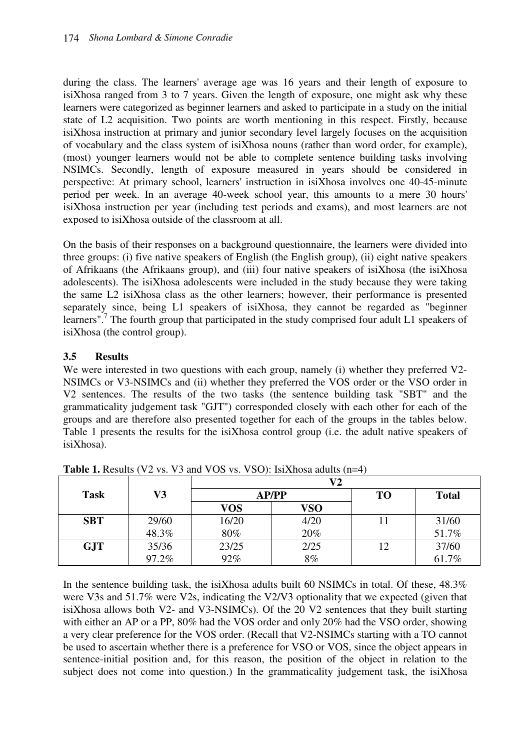during the class. The learners' average age was 16 years and their length of exposure to isiXhosa ranged from 3 to 7 years. Given the length of exposure, one might ask why these learners were categorized as beginner learners and asked to participate in a study on the initial state of L2 acquisition. Two points are worth mentioning in this respect. Firstly, because isiXhosa instruction at primary and junior secondary level largely focuses on the acquisition of vocabulary and the class system of isiXhosa nouns (rather than word order, for example), (most) younger learners would not be able to complete sentence building tasks involving NSIMCs. Secondly, length of exposure measured in years should be considered in perspective: At primary school, learners' instruction in isiXhosa involves one 40-45-minute period per week. In an average 40-week school year, this amounts to a mere 30 hours' isiXhosa instruction per year (including test periods and exams), and most learners are not exposed to isiXhosa outside of the classroom at all.

On the basis of their responses on a background questionnaire, the learners were divided into three groups: (i) five native speakers of English (the English group), (ii) eight native speakers of Afrikaans (the Afrikaans group), and (iii) four native speakers of isiXhosa (the isiXhosa adolescents). The isiXhosa adolescents were included in the study because they were taking the same L2 isiXhosa class as the other learners; however, their performance is presented separately since, being L1 speakers of isiXhosa, they cannot be regarded as "beginner learners".[7] The fourth group that participated in the study comprised four adult L1 speakers of isiXhosa (the control group).

### 3.5 Results

We were interested in two questions with each group, namely (i) whether they preferred V2-NSIMCs or V3-NSIMCs and (ii) whether they preferred the VOS order or the VSO order in V2 sentences. The results of the two tasks (the sentence building task "SBT" and the grammaticality judgement task "GJT") corresponded closely with each other for each of the groups and are therefore also presented together for each of the groups in the tables below. Table 1 presents the results for the isiXhosa control group (i.e. the adult native speakers of isiXhosa).

**Table 1.** Results (V2 vs. V3 and VOS vs. VSO): IsiXhosa adults (n=4)

| Task | V3 | V2 | | | |
|---|---|---|---|---|---|
| | | AP/PP | | TO | Total |
| | | VOS | VSO | | |
| SBT | 29/60<br>48.3% | 16/20<br>80% | 4/20<br>20% | 11 | 31/60<br>51.7% |
| GJT | 35/36<br>97.2% | 23/25<br>92% | 2/25<br>8% | 12 | 37/60<br>61.7% |

In the sentence building task, the isiXhosa adults built 60 NSIMCs in total. Of these, 48.3% were V3s and 51.7% were V2s, indicating the V2/V3 optionality that we expected (given that isiXhosa allows both V2- and V3-NSIMCs). Of the 20 V2 sentences that they built starting with either an AP or a PP, 80% had the VOS order and only 20% had the VSO order, showing a very clear preference for the VOS order. (Recall that V2-NSIMCs starting with a TO cannot be used to ascertain whether there is a preference for VSO or VOS, since the object appears in sentence-initial position and, for this reason, the position of the object in relation to the subject does not come into question.) In the grammaticality judgement task, the isiXhosa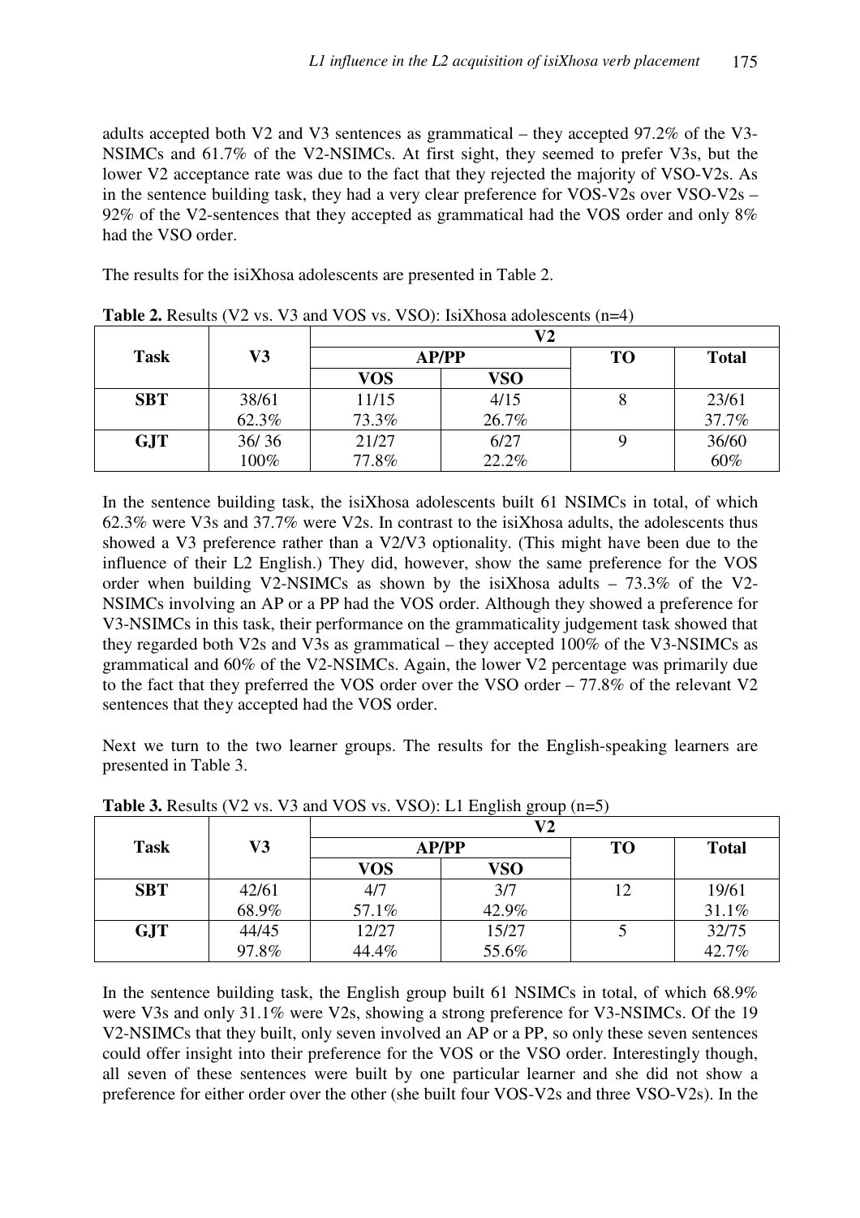adults accepted both V2 and V3 sentences as grammatical – they accepted 97.2% of the V3-NSIMCs and 61.7% of the V2-NSIMCs. At first sight, they seemed to prefer V3s, but the lower V2 acceptance rate was due to the fact that they rejected the majority of VSO-V2s. As in the sentence building task, they had a very clear preference for VOS-V2s over VSO-V2s – 92% of the V2-sentences that they accepted as grammatical had the VOS order and only 8% had the VSO order.

The results for the isiXhosa adolescents are presented in Table 2.

**Table 2.** Results (V2 vs. V3 and VOS vs. VSO): IsiXhosa adolescents (n=4)

| Task | V3 | V2 | | | |
|---|---|---|---|---|---|
| | | AP/PP | | TO | Total |
| | | VOS | VSO | | |
| **SBT** | 38/61<br>62.3% | 11/15<br>73.3% | 4/15<br>26.7% | 8 | 23/61<br>37.7% |
| **GJT** | 36/ 36<br>100% | 21/27<br>77.8% | 6/27<br>22.2% | 9 | 36/60<br>60% |

In the sentence building task, the isiXhosa adolescents built 61 NSIMCs in total, of which 62.3% were V3s and 37.7% were V2s. In contrast to the isiXhosa adults, the adolescents thus showed a V3 preference rather than a V2/V3 optionality. (This might have been due to the influence of their L2 English.) They did, however, show the same preference for the VOS order when building V2-NSIMCs as shown by the isiXhosa adults – 73.3% of the V2-NSIMCs involving an AP or a PP had the VOS order. Although they showed a preference for V3-NSIMCs in this task, their performance on the grammaticality judgement task showed that they regarded both V2s and V3s as grammatical – they accepted 100% of the V3-NSIMCs as grammatical and 60% of the V2-NSIMCs. Again, the lower V2 percentage was primarily due to the fact that they preferred the VOS order over the VSO order – 77.8% of the relevant V2 sentences that they accepted had the VOS order.

Next we turn to the two learner groups. The results for the English-speaking learners are presented in Table 3.

**Table 3.** Results (V2 vs. V3 and VOS vs. VSO): L1 English group (n=5)

| Task | V3 | V2 | | | |
|---|---|---|---|---|---|
| | | AP/PP | | TO | Total |
| | | VOS | VSO | | |
| **SBT** | 42/61<br>68.9% | 4/7<br>57.1% | 3/7<br>42.9% | 12 | 19/61<br>31.1% |
| **GJT** | 44/45<br>97.8% | 12/27<br>44.4% | 15/27<br>55.6% | 5 | 32/75<br>42.7% |

In the sentence building task, the English group built 61 NSIMCs in total, of which 68.9% were V3s and only 31.1% were V2s, showing a strong preference for V3-NSIMCs. Of the 19 V2-NSIMCs that they built, only seven involved an AP or a PP, so only these seven sentences could offer insight into their preference for the VOS or the VSO order. Interestingly though, all seven of these sentences were built by one particular learner and she did not show a preference for either order over the other (she built four VOS-V2s and three VSO-V2s). In the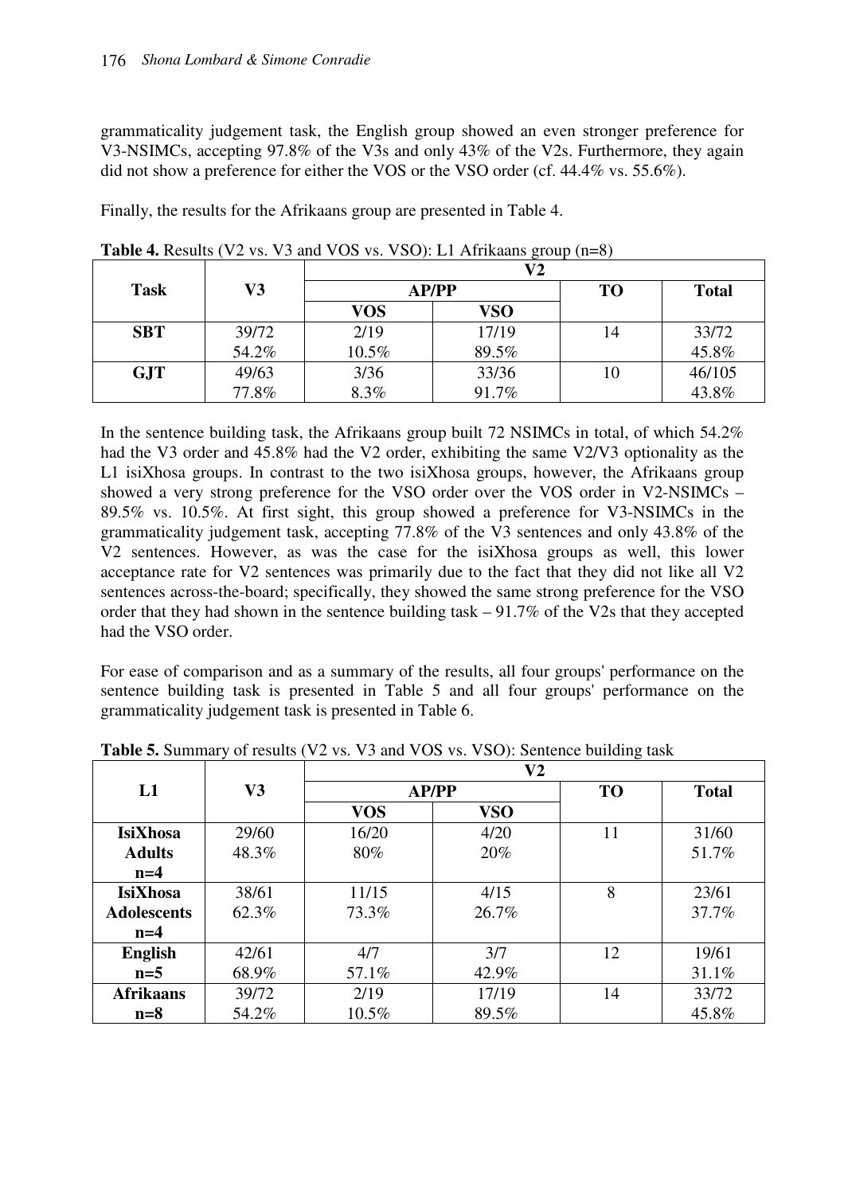grammaticality judgement task, the English group showed an even stronger preference for V3-NSIMCs, accepting 97.8% of the V3s and only 43% of the V2s. Furthermore, they again did not show a preference for either the VOS or the VSO order (cf. 44.4% vs. 55.6%).

Finally, the results for the Afrikaans group are presented in Table 4.

**Table 4.** Results (V2 vs. V3 and VOS vs. VSO): L1 Afrikaans group (n=8)

| Task | V3 | V2 | | | |
|---|---|---|---|---|---|
| | | AP/PP | | TO | Total |
| | | VOS | VSO | | |
| **SBT** | 39/72<br>54.2% | 2/19<br>10.5% | 17/19<br>89.5% | 14 | 33/72<br>45.8% |
| **GJT** | 49/63<br>77.8% | 3/36<br>8.3% | 33/36<br>91.7% | 10 | 46/105<br>43.8% |

In the sentence building task, the Afrikaans group built 72 NSIMCs in total, of which 54.2% had the V3 order and 45.8% had the V2 order, exhibiting the same V2/V3 optionality as the L1 isiXhosa groups. In contrast to the two isiXhosa groups, however, the Afrikaans group showed a very strong preference for the VSO order over the VOS order in V2-NSIMCs – 89.5% vs. 10.5%. At first sight, this group showed a preference for V3-NSIMCs in the grammaticality judgement task, accepting 77.8% of the V3 sentences and only 43.8% of the V2 sentences. However, as was the case for the isiXhosa groups as well, this lower acceptance rate for V2 sentences was primarily due to the fact that they did not like all V2 sentences across-the-board; specifically, they showed the same strong preference for the VSO order that they had shown in the sentence building task – 91.7% of the V2s that they accepted had the VSO order.

For ease of comparison and as a summary of the results, all four groups' performance on the sentence building task is presented in Table 5 and all four groups' performance on the grammaticality judgement task is presented in Table 6.

**Table 5.** Summary of results (V2 vs. V3 and VOS vs. VSO): Sentence building task

| L1 | V3 | V2 | | | |
|---|---|---|---|---|---|
| | | AP/PP | | TO | Total |
| | | VOS | VSO | | |
| **IsiXhosa Adults n=4** | 29/60<br>48.3% | 16/20<br>80% | 4/20<br>20% | 11 | 31/60<br>51.7% |
| **IsiXhosa Adolescents n=4** | 38/61<br>62.3% | 11/15<br>73.3% | 4/15<br>26.7% | 8 | 23/61<br>37.7% |
| **English n=5** | 42/61<br>68.9% | 4/7<br>57.1% | 3/7<br>42.9% | 12 | 19/61<br>31.1% |
| **Afrikaans n=8** | 39/72<br>54.2% | 2/19<br>10.5% | 17/19<br>89.5% | 14 | 33/72<br>45.8% |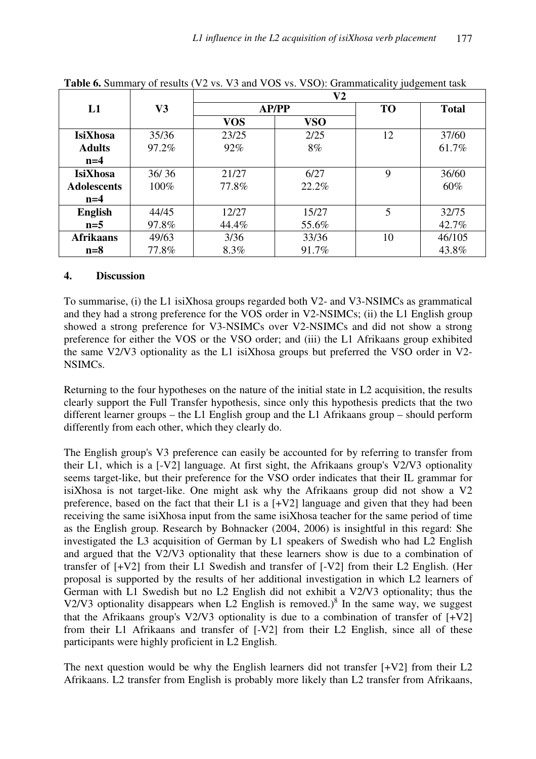**Table 6.** Summary of results (V2 vs. V3 and VOS vs. VSO): Grammaticality judgement task

| L1 | V3 | V2 | | | |
|---|---|---|---|---|---|
| | | AP/PP | | TO | Total |
| | | VOS | VSO | | |
| **IsiXhosa Adults n=4** | 35/36 97.2% | 23/25 92% | 2/25 8% | 12 | 37/60 61.7% |
| **IsiXhosa Adolescents n=4** | 36/ 36 100% | 21/27 77.8% | 6/27 22.2% | 9 | 36/60 60% |
| **English n=5** | 44/45 97.8% | 12/27 44.4% | 15/27 55.6% | 5 | 32/75 42.7% |
| **Afrikaans n=8** | 49/63 77.8% | 3/36 8.3% | 33/36 91.7% | 10 | 46/105 43.8% |

## 4. Discussion

To summarise, (i) the L1 isiXhosa groups regarded both V2- and V3-NSIMCs as grammatical and they had a strong preference for the VOS order in V2-NSIMCs; (ii) the L1 English group showed a strong preference for V3-NSIMCs over V2-NSIMCs and did not show a strong preference for either the VOS or the VSO order; and (iii) the L1 Afrikaans group exhibited the same V2/V3 optionality as the L1 isiXhosa groups but preferred the VSO order in V2-NSIMCs.

Returning to the four hypotheses on the nature of the initial state in L2 acquisition, the results clearly support the Full Transfer hypothesis, since only this hypothesis predicts that the two different learner groups – the L1 English group and the L1 Afrikaans group – should perform differently from each other, which they clearly do.

The English group's V3 preference can easily be accounted for by referring to transfer from their L1, which is a [-V2] language. At first sight, the Afrikaans group's V2/V3 optionality seems target-like, but their preference for the VSO order indicates that their IL grammar for isiXhosa is not target-like. One might ask why the Afrikaans group did not show a V2 preference, based on the fact that their L1 is a [+V2] language and given that they had been receiving the same isiXhosa input from the same isiXhosa teacher for the same period of time as the English group. Research by Bohnacker (2004, 2006) is insightful in this regard: She investigated the L3 acquisition of German by L1 speakers of Swedish who had L2 English and argued that the V2/V3 optionality that these learners show is due to a combination of transfer of [+V2] from their L1 Swedish and transfer of [-V2] from their L2 English. (Her proposal is supported by the results of her additional investigation in which L2 learners of German with L1 Swedish but no L2 English did not exhibit a V2/V3 optionality; thus the V2/V3 optionality disappears when L2 English is removed.)[8] In the same way, we suggest that the Afrikaans group's V2/V3 optionality is due to a combination of transfer of [+V2] from their L1 Afrikaans and transfer of [-V2] from their L2 English, since all of these participants were highly proficient in L2 English.

The next question would be why the English learners did not transfer [+V2] from their L2 Afrikaans. L2 transfer from English is probably more likely than L2 transfer from Afrikaans,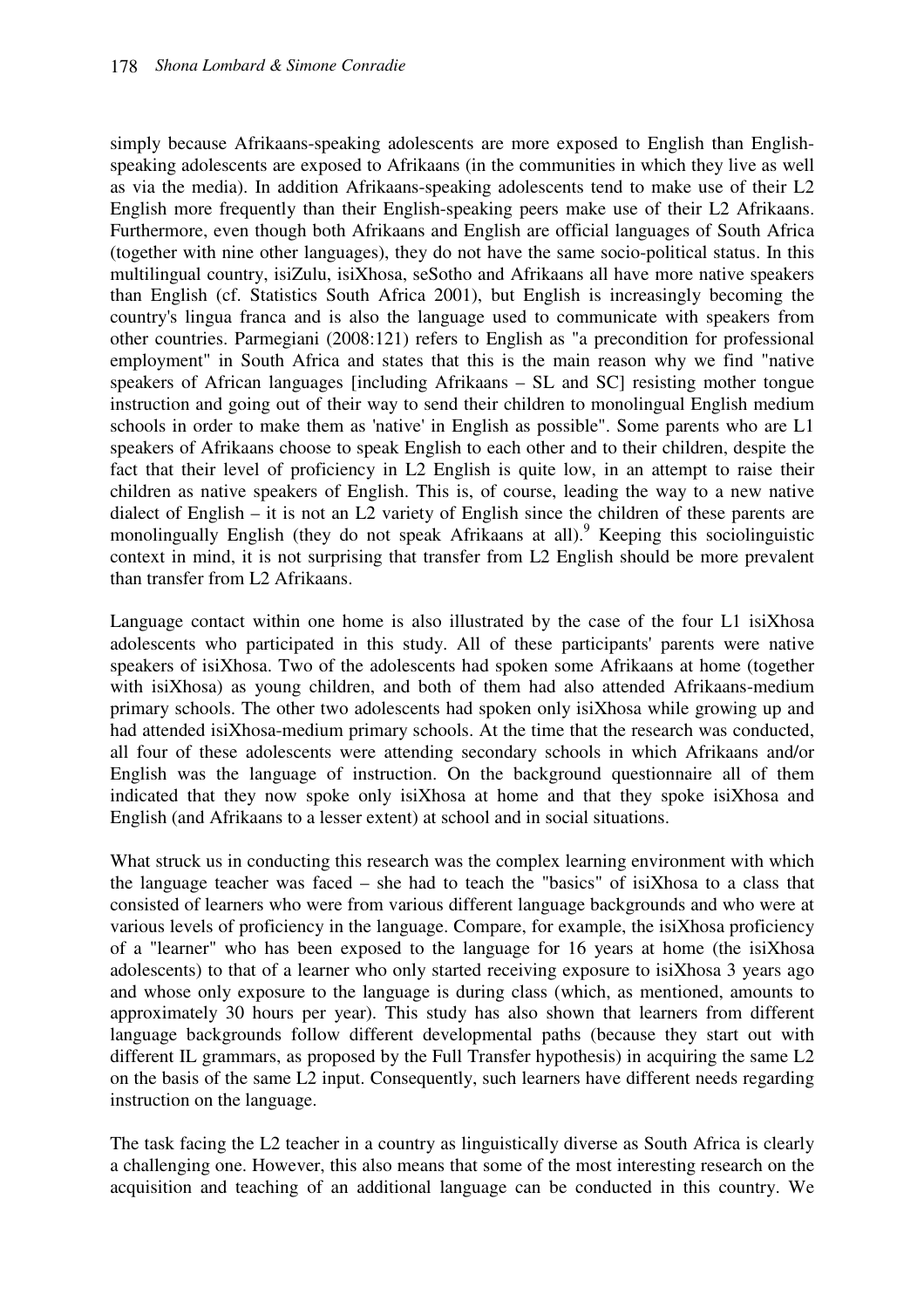simply because Afrikaans-speaking adolescents are more exposed to English than English-speaking adolescents are exposed to Afrikaans (in the communities in which they live as well as via the media). In addition Afrikaans-speaking adolescents tend to make use of their L2 English more frequently than their English-speaking peers make use of their L2 Afrikaans. Furthermore, even though both Afrikaans and English are official languages of South Africa (together with nine other languages), they do not have the same socio-political status. In this multilingual country, isiZulu, isiXhosa, seSotho and Afrikaans all have more native speakers than English (cf. Statistics South Africa 2001), but English is increasingly becoming the country's lingua franca and is also the language used to communicate with speakers from other countries. Parmegiani (2008:121) refers to English as "a precondition for professional employment" in South Africa and states that this is the main reason why we find "native speakers of African languages [including Afrikaans – SL and SC] resisting mother tongue instruction and going out of their way to send their children to monolingual English medium schools in order to make them as 'native' in English as possible". Some parents who are L1 speakers of Afrikaans choose to speak English to each other and to their children, despite the fact that their level of proficiency in L2 English is quite low, in an attempt to raise their children as native speakers of English. This is, of course, leading the way to a new native dialect of English – it is not an L2 variety of English since the children of these parents are monolingually English (they do not speak Afrikaans at all).[9] Keeping this sociolinguistic context in mind, it is not surprising that transfer from L2 English should be more prevalent than transfer from L2 Afrikaans.

Language contact within one home is also illustrated by the case of the four L1 isiXhosa adolescents who participated in this study. All of these participants' parents were native speakers of isiXhosa. Two of the adolescents had spoken some Afrikaans at home (together with isiXhosa) as young children, and both of them had also attended Afrikaans-medium primary schools. The other two adolescents had spoken only isiXhosa while growing up and had attended isiXhosa-medium primary schools. At the time that the research was conducted, all four of these adolescents were attending secondary schools in which Afrikaans and/or English was the language of instruction. On the background questionnaire all of them indicated that they now spoke only isiXhosa at home and that they spoke isiXhosa and English (and Afrikaans to a lesser extent) at school and in social situations.

What struck us in conducting this research was the complex learning environment with which the language teacher was faced – she had to teach the "basics" of isiXhosa to a class that consisted of learners who were from various different language backgrounds and who were at various levels of proficiency in the language. Compare, for example, the isiXhosa proficiency of a "learner" who has been exposed to the language for 16 years at home (the isiXhosa adolescents) to that of a learner who only started receiving exposure to isiXhosa 3 years ago and whose only exposure to the language is during class (which, as mentioned, amounts to approximately 30 hours per year). This study has also shown that learners from different language backgrounds follow different developmental paths (because they start out with different IL grammars, as proposed by the Full Transfer hypothesis) in acquiring the same L2 on the basis of the same L2 input. Consequently, such learners have different needs regarding instruction on the language.

The task facing the L2 teacher in a country as linguistically diverse as South Africa is clearly a challenging one. However, this also means that some of the most interesting research on the acquisition and teaching of an additional language can be conducted in this country. We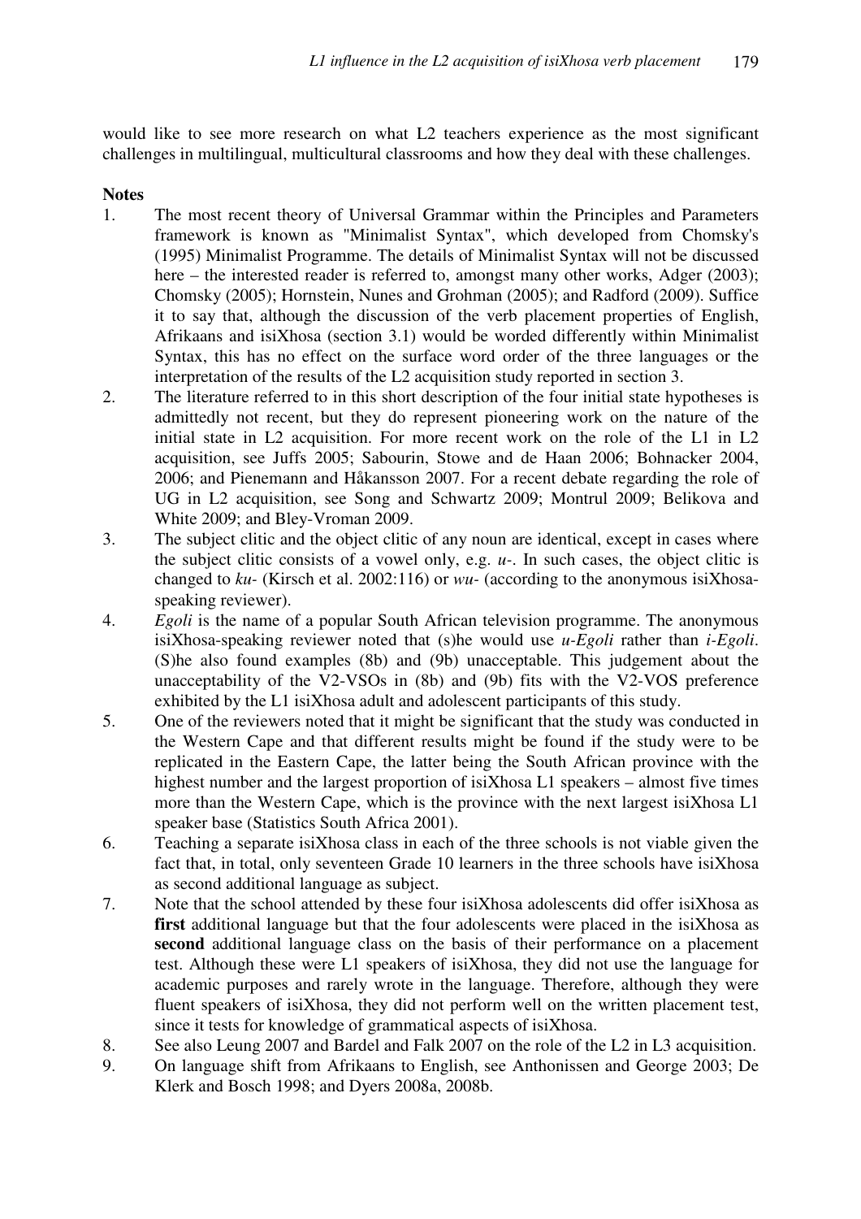would like to see more research on what L2 teachers experience as the most significant challenges in multilingual, multicultural classrooms and how they deal with these challenges.

**Notes**

1. The most recent theory of Universal Grammar within the Principles and Parameters framework is known as "Minimalist Syntax", which developed from Chomsky's (1995) Minimalist Programme. The details of Minimalist Syntax will not be discussed here – the interested reader is referred to, amongst many other works, Adger (2003); Chomsky (2005); Hornstein, Nunes and Grohman (2005); and Radford (2009). Suffice it to say that, although the discussion of the verb placement properties of English, Afrikaans and isiXhosa (section 3.1) would be worded differently within Minimalist Syntax, this has no effect on the surface word order of the three languages or the interpretation of the results of the L2 acquisition study reported in section 3.
2. The literature referred to in this short description of the four initial state hypotheses is admittedly not recent, but they do represent pioneering work on the nature of the initial state in L2 acquisition. For more recent work on the role of the L1 in L2 acquisition, see Juffs 2005; Sabourin, Stowe and de Haan 2006; Bohnacker 2004, 2006; and Pienemann and Håkansson 2007. For a recent debate regarding the role of UG in L2 acquisition, see Song and Schwartz 2009; Montrul 2009; Belikova and White 2009; and Bley-Vroman 2009.
3. The subject clitic and the object clitic of any noun are identical, except in cases where the subject clitic consists of a vowel only, e.g. *u-*. In such cases, the object clitic is changed to *ku-* (Kirsch et al. 2002:116) or *wu-* (according to the anonymous isiXhosa-speaking reviewer).
4. *Egoli* is the name of a popular South African television programme. The anonymous isiXhosa-speaking reviewer noted that (s)he would use *u-Egoli* rather than *i-Egoli*. (S)he also found examples (8b) and (9b) unacceptable. This judgement about the unacceptability of the V2-VSOs in (8b) and (9b) fits with the V2-VOS preference exhibited by the L1 isiXhosa adult and adolescent participants of this study.
5. One of the reviewers noted that it might be significant that the study was conducted in the Western Cape and that different results might be found if the study were to be replicated in the Eastern Cape, the latter being the South African province with the highest number and the largest proportion of isiXhosa L1 speakers – almost five times more than the Western Cape, which is the province with the next largest isiXhosa L1 speaker base (Statistics South Africa 2001).
6. Teaching a separate isiXhosa class in each of the three schools is not viable given the fact that, in total, only seventeen Grade 10 learners in the three schools have isiXhosa as second additional language as subject.
7. Note that the school attended by these four isiXhosa adolescents did offer isiXhosa as **first** additional language but that the four adolescents were placed in the isiXhosa as **second** additional language class on the basis of their performance on a placement test. Although these were L1 speakers of isiXhosa, they did not use the language for academic purposes and rarely wrote in the language. Therefore, although they were fluent speakers of isiXhosa, they did not perform well on the written placement test, since it tests for knowledge of grammatical aspects of isiXhosa.
8. See also Leung 2007 and Bardel and Falk 2007 on the role of the L2 in L3 acquisition.
9. On language shift from Afrikaans to English, see Anthonissen and George 2003; De Klerk and Bosch 1998; and Dyers 2008a, 2008b.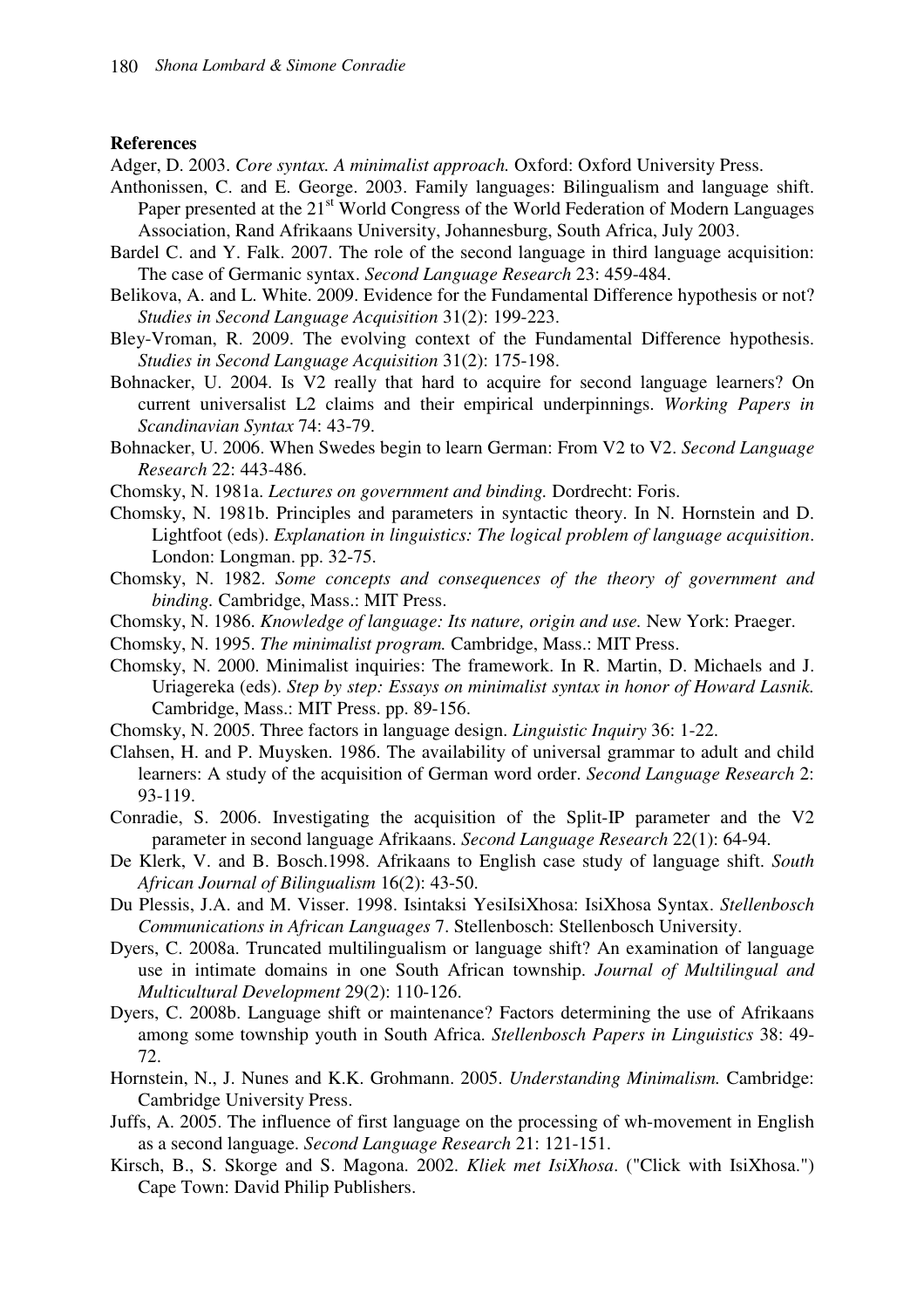**References**

Adger, D. 2003. *Core syntax. A minimalist approach.* Oxford: Oxford University Press.

Anthonissen, C. and E. George. 2003. Family languages: Bilingualism and language shift. Paper presented at the 21st World Congress of the World Federation of Modern Languages Association, Rand Afrikaans University, Johannesburg, South Africa, July 2003.

Bardel C. and Y. Falk. 2007. The role of the second language in third language acquisition: The case of Germanic syntax. *Second Language Research* 23: 459-484.

Belikova, A. and L. White. 2009. Evidence for the Fundamental Difference hypothesis or not? *Studies in Second Language Acquisition* 31(2): 199-223.

Bley-Vroman, R. 2009. The evolving context of the Fundamental Difference hypothesis. *Studies in Second Language Acquisition* 31(2): 175-198.

Bohnacker, U. 2004. Is V2 really that hard to acquire for second language learners? On current universalist L2 claims and their empirical underpinnings. *Working Papers in Scandinavian Syntax* 74: 43-79.

Bohnacker, U. 2006. When Swedes begin to learn German: From V2 to V2. *Second Language Research* 22: 443-486.

Chomsky, N. 1981a. *Lectures on government and binding.* Dordrecht: Foris.

Chomsky, N. 1981b. Principles and parameters in syntactic theory. In N. Hornstein and D. Lightfoot (eds). *Explanation in linguistics: The logical problem of language acquisition*. London: Longman. pp. 32-75.

Chomsky, N. 1982. *Some concepts and consequences of the theory of government and binding.* Cambridge, Mass.: MIT Press.

Chomsky, N. 1986. *Knowledge of language: Its nature, origin and use.* New York: Praeger.

Chomsky, N. 1995. *The minimalist program.* Cambridge, Mass.: MIT Press.

Chomsky, N. 2000. Minimalist inquiries: The framework. In R. Martin, D. Michaels and J. Uriagereka (eds). *Step by step: Essays on minimalist syntax in honor of Howard Lasnik.* Cambridge, Mass.: MIT Press. pp. 89-156.

Chomsky, N. 2005. Three factors in language design. *Linguistic Inquiry* 36: 1-22.

Clahsen, H. and P. Muysken. 1986. The availability of universal grammar to adult and child learners: A study of the acquisition of German word order. *Second Language Research* 2: 93-119.

Conradie, S. 2006. Investigating the acquisition of the Split-IP parameter and the V2 parameter in second language Afrikaans. *Second Language Research* 22(1): 64-94.

De Klerk, V. and B. Bosch.1998. Afrikaans to English case study of language shift. *South African Journal of Bilingualism* 16(2): 43-50.

Du Plessis, J.A. and M. Visser. 1998. Isintaksi YesiIsiXhosa: IsiXhosa Syntax. *Stellenbosch Communications in African Languages* 7. Stellenbosch: Stellenbosch University.

Dyers, C. 2008a. Truncated multilingualism or language shift? An examination of language use in intimate domains in one South African township. *Journal of Multilingual and Multicultural Development* 29(2): 110-126.

Dyers, C. 2008b. Language shift or maintenance? Factors determining the use of Afrikaans among some township youth in South Africa. *Stellenbosch Papers in Linguistics* 38: 49-72.

Hornstein, N., J. Nunes and K.K. Grohmann. 2005. *Understanding Minimalism.* Cambridge: Cambridge University Press.

Juffs, A. 2005. The influence of first language on the processing of wh-movement in English as a second language. *Second Language Research* 21: 121-151.

Kirsch, B., S. Skorge and S. Magona. 2002. *Kliek met IsiXhosa*. ("Click with IsiXhosa.") Cape Town: David Philip Publishers.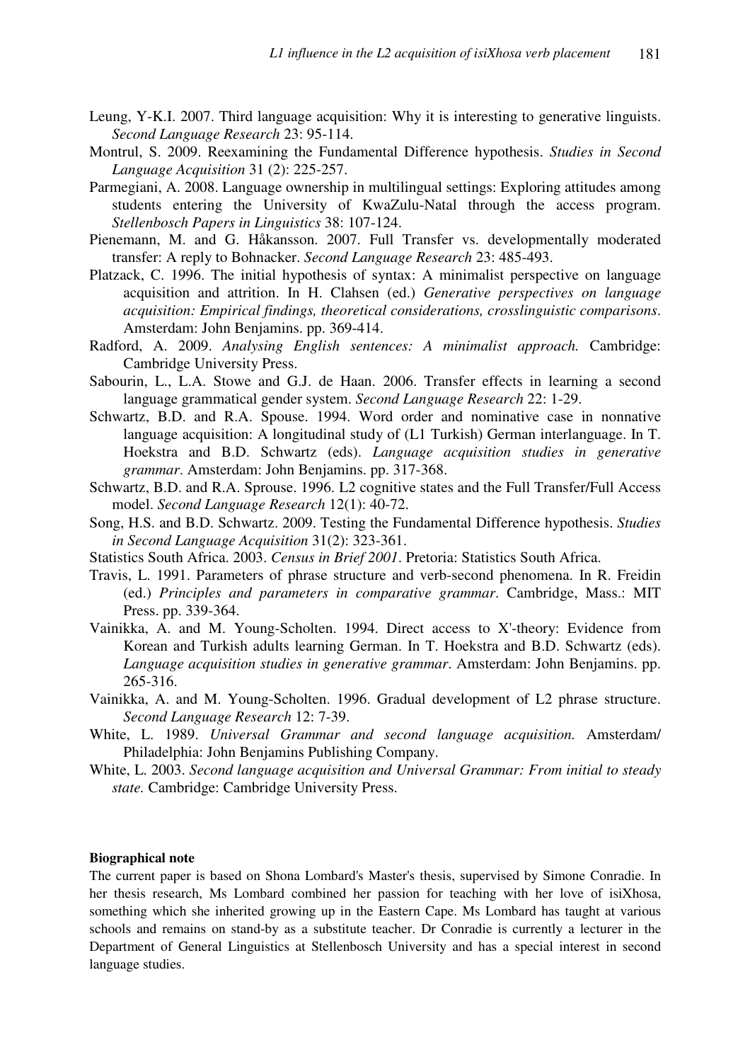Leung, Y-K.I. 2007. Third language acquisition: Why it is interesting to generative linguists. *Second Language Research* 23: 95-114.

Montrul, S. 2009. Reexamining the Fundamental Difference hypothesis. *Studies in Second Language Acquisition* 31 (2): 225-257.

Parmegiani, A. 2008. Language ownership in multilingual settings: Exploring attitudes among students entering the University of KwaZulu-Natal through the access program. *Stellenbosch Papers in Linguistics* 38: 107-124.

Pienemann, M. and G. Håkansson. 2007. Full Transfer vs. developmentally moderated transfer: A reply to Bohnacker. *Second Language Research* 23: 485-493.

Platzack, C. 1996. The initial hypothesis of syntax: A minimalist perspective on language acquisition and attrition. In H. Clahsen (ed.) *Generative perspectives on language acquisition: Empirical findings, theoretical considerations, crosslinguistic comparisons*. Amsterdam: John Benjamins. pp. 369-414.

Radford, A. 2009. *Analysing English sentences: A minimalist approach.* Cambridge: Cambridge University Press.

Sabourin, L., L.A. Stowe and G.J. de Haan. 2006. Transfer effects in learning a second language grammatical gender system. *Second Language Research* 22: 1-29.

Schwartz, B.D. and R.A. Spouse. 1994. Word order and nominative case in nonnative language acquisition: A longitudinal study of (L1 Turkish) German interlanguage. In T. Hoekstra and B.D. Schwartz (eds). *Language acquisition studies in generative grammar*. Amsterdam: John Benjamins. pp. 317-368.

Schwartz, B.D. and R.A. Sprouse. 1996. L2 cognitive states and the Full Transfer/Full Access model. *Second Language Research* 12(1): 40-72.

Song, H.S. and B.D. Schwartz. 2009. Testing the Fundamental Difference hypothesis. *Studies in Second Language Acquisition* 31(2): 323-361.

Statistics South Africa. 2003. *Census in Brief 2001*. Pretoria: Statistics South Africa.

Travis, L. 1991. Parameters of phrase structure and verb-second phenomena. In R. Freidin (ed.) *Principles and parameters in comparative grammar*. Cambridge, Mass.: MIT Press. pp. 339-364.

Vainikka, A. and M. Young-Scholten. 1994. Direct access to X'-theory: Evidence from Korean and Turkish adults learning German. In T. Hoekstra and B.D. Schwartz (eds). *Language acquisition studies in generative grammar*. Amsterdam: John Benjamins. pp. 265-316.

Vainikka, A. and M. Young-Scholten. 1996. Gradual development of L2 phrase structure. *Second Language Research* 12: 7-39.

White, L. 1989. *Universal Grammar and second language acquisition.* Amsterdam/ Philadelphia: John Benjamins Publishing Company.

White, L. 2003. *Second language acquisition and Universal Grammar: From initial to steady state.* Cambridge: Cambridge University Press.

**Biographical note**

The current paper is based on Shona Lombard's Master's thesis, supervised by Simone Conradie. In her thesis research, Ms Lombard combined her passion for teaching with her love of isiXhosa, something which she inherited growing up in the Eastern Cape. Ms Lombard has taught at various schools and remains on stand-by as a substitute teacher. Dr Conradie is currently a lecturer in the Department of General Linguistics at Stellenbosch University and has a special interest in second language studies.